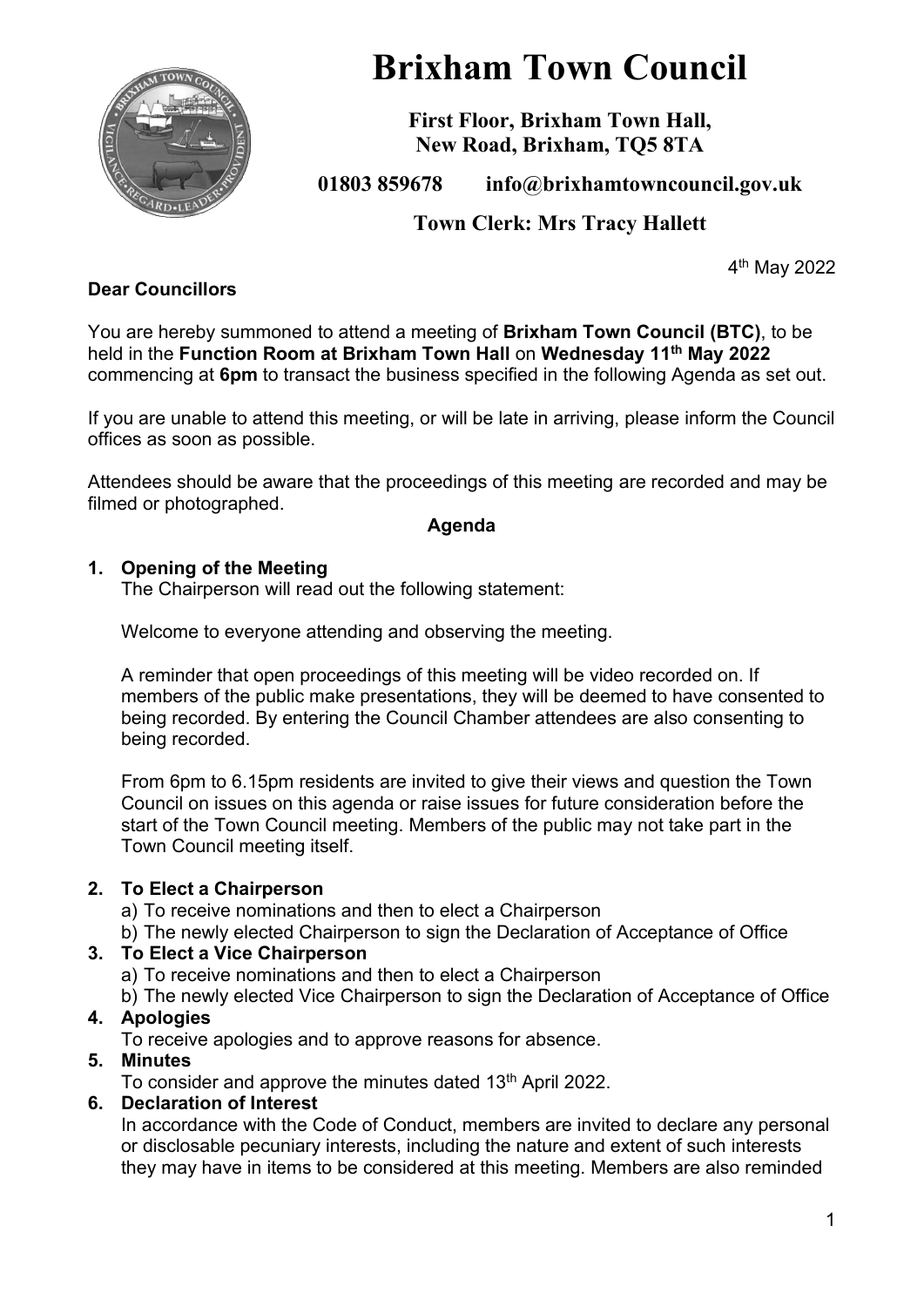# Brixham Town Council

**First Floor, Brixham Town Hall,**
**New Road, Brixham, TQ5 8TA**

**01803 859678 info@brixhamtowncouncil.gov.uk**

**Town Clerk: Mrs Tracy Hallett**

4th May 2022

**Dear Councillors**

You are hereby summoned to attend a meeting of **Brixham Town Council (BTC)**, to be held in the **Function Room at Brixham Town Hall** on **Wednesday 11th May 2022** commencing at **6pm** to transact the business specified in the following Agenda as set out.

If you are unable to attend this meeting, or will be late in arriving, please inform the Council offices as soon as possible.

Attendees should be aware that the proceedings of this meeting are recorded and may be filmed or photographed.

**Agenda**

1. **Opening of the Meeting**
   The Chairperson will read out the following statement:

   Welcome to everyone attending and observing the meeting.

   A reminder that open proceedings of this meeting will be video recorded on. If members of the public make presentations, they will be deemed to have consented to being recorded. By entering the Council Chamber attendees are also consenting to being recorded.

   From 6pm to 6.15pm residents are invited to give their views and question the Town Council on issues on this agenda or raise issues for future consideration before the start of the Town Council meeting. Members of the public may not take part in the Town Council meeting itself.

2. **To Elect a Chairperson**
   a) To receive nominations and then to elect a Chairperson
   b) The newly elected Chairperson to sign the Declaration of Acceptance of Office
3. **To Elect a Vice Chairperson**
   a) To receive nominations and then to elect a Chairperson
   b) The newly elected Vice Chairperson to sign the Declaration of Acceptance of Office
4. **Apologies**
   To receive apologies and to approve reasons for absence.
5. **Minutes**
   To consider and approve the minutes dated 13th April 2022.
6. **Declaration of Interest**
   In accordance with the Code of Conduct, members are invited to declare any personal or disclosable pecuniary interests, including the nature and extent of such interests they may have in items to be considered at this meeting. Members are also reminded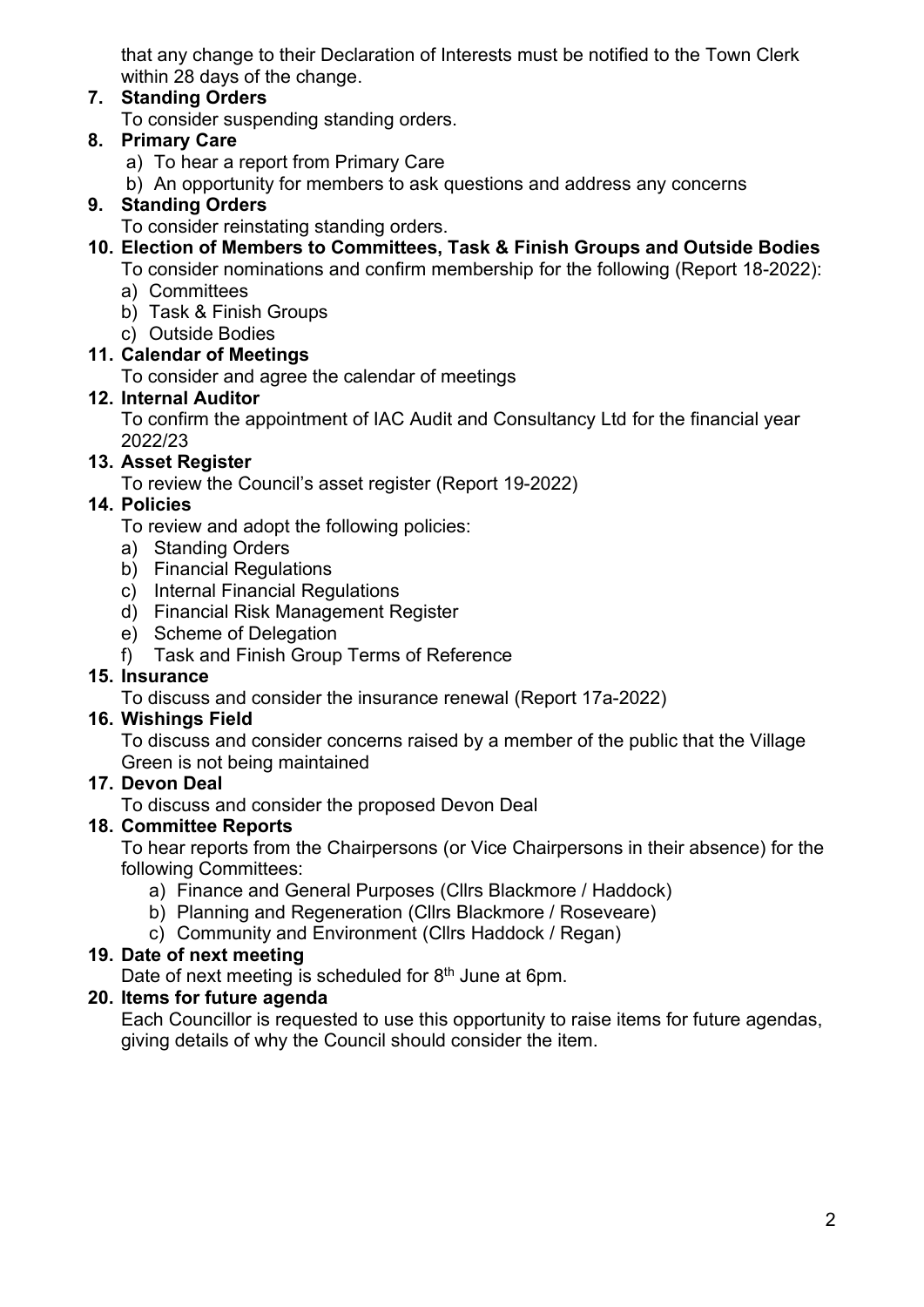that any change to their Declaration of Interests must be notified to the Town Clerk within 28 days of the change.

7. **Standing Orders**
   To consider suspending standing orders.
8. **Primary Care**
   a) To hear a report from Primary Care
   b) An opportunity for members to ask questions and address any concerns
9. **Standing Orders**
   To consider reinstating standing orders.
10. **Election of Members to Committees, Task & Finish Groups and Outside Bodies**
    To consider nominations and confirm membership for the following (Report 18-2022):
    a) Committees
    b) Task & Finish Groups
    c) Outside Bodies
11. **Calendar of Meetings**
    To consider and agree the calendar of meetings
12. **Internal Auditor**
    To confirm the appointment of IAC Audit and Consultancy Ltd for the financial year 2022/23
13. **Asset Register**
    To review the Council's asset register (Report 19-2022)
14. **Policies**
    To review and adopt the following policies:
    a) Standing Orders
    b) Financial Regulations
    c) Internal Financial Regulations
    d) Financial Risk Management Register
    e) Scheme of Delegation
    f) Task and Finish Group Terms of Reference
15. **Insurance**
    To discuss and consider the insurance renewal (Report 17a-2022)
16. **Wishings Field**
    To discuss and consider concerns raised by a member of the public that the Village Green is not being maintained
17. **Devon Deal**
    To discuss and consider the proposed Devon Deal
18. **Committee Reports**
    To hear reports from the Chairpersons (or Vice Chairpersons in their absence) for the following Committees:
    a) Finance and General Purposes (Cllrs Blackmore / Haddock)
    b) Planning and Regeneration (Cllrs Blackmore / Roseveare)
    c) Community and Environment (Cllrs Haddock / Regan)
19. **Date of next meeting**
    Date of next meeting is scheduled for 8th June at 6pm.
20. **Items for future agenda**
    Each Councillor is requested to use this opportunity to raise items for future agendas, giving details of why the Council should consider the item.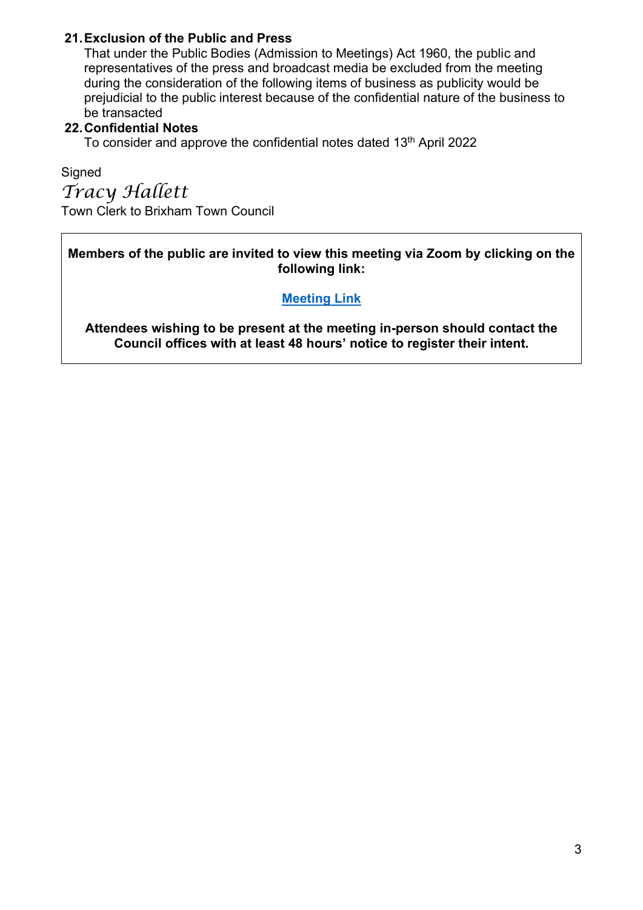**21. Exclusion of the Public and Press**

That under the Public Bodies (Admission to Meetings) Act 1960, the public and representatives of the press and broadcast media be excluded from the meeting during the consideration of the following items of business as publicity would be prejudicial to the public interest because of the confidential nature of the business to be transacted

**22. Confidential Notes**

To consider and approve the confidential notes dated 13th April 2022

Signed

*Tracy Hallett*

Town Clerk to Brixham Town Council

**Members of the public are invited to view this meeting via Zoom by clicking on the following link:**

**Meeting Link**

**Attendees wishing to be present at the meeting in-person should contact the Council offices with at least 48 hours' notice to register their intent.**